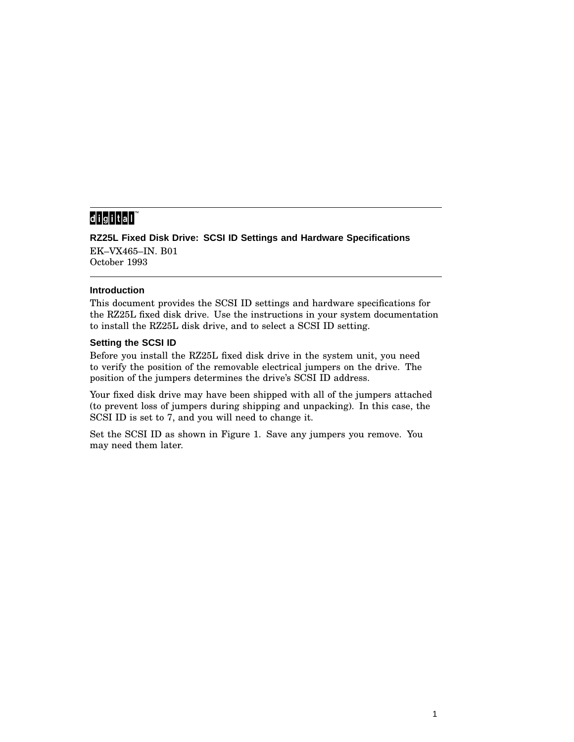digital™

# RZ25L Fixed Disk Drive: SCSI ID Settings and Hardware Specifications

EK–VX465–IN. B01
October 1993

## Introduction

This document provides the SCSI ID settings and hardware specifications for the RZ25L fixed disk drive. Use the instructions in your system documentation to install the RZ25L disk drive, and to select a SCSI ID setting.

## Setting the SCSI ID

Before you install the RZ25L fixed disk drive in the system unit, you need to verify the position of the removable electrical jumpers on the drive. The position of the jumpers determines the drive's SCSI ID address.

Your fixed disk drive may have been shipped with all of the jumpers attached (to prevent loss of jumpers during shipping and unpacking). In this case, the SCSI ID is set to 7, and you will need to change it.

Set the SCSI ID as shown in Figure 1. Save any jumpers you remove. You may need them later.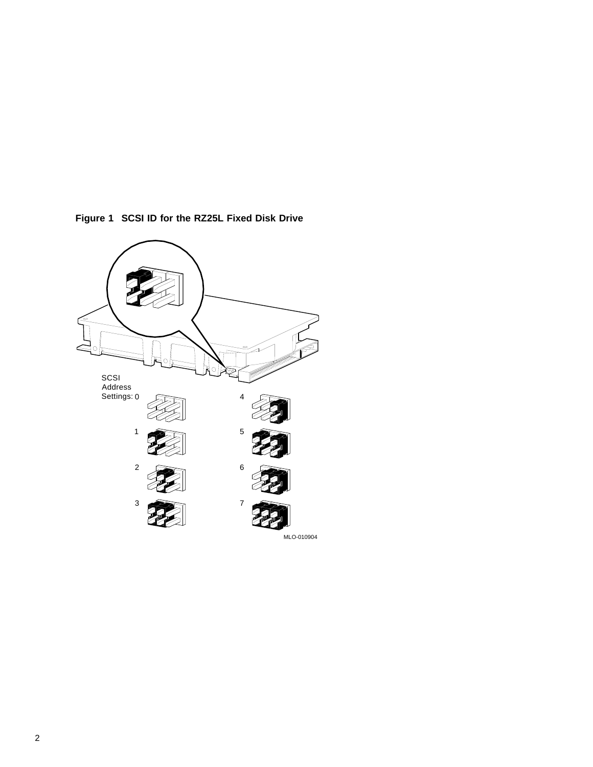**Figure 1 SCSI ID for the RZ25L Fixed Disk Drive**

SCSI Address Settings: 0, 1, 2, 3, 4, 5, 6, 7

MLO-010904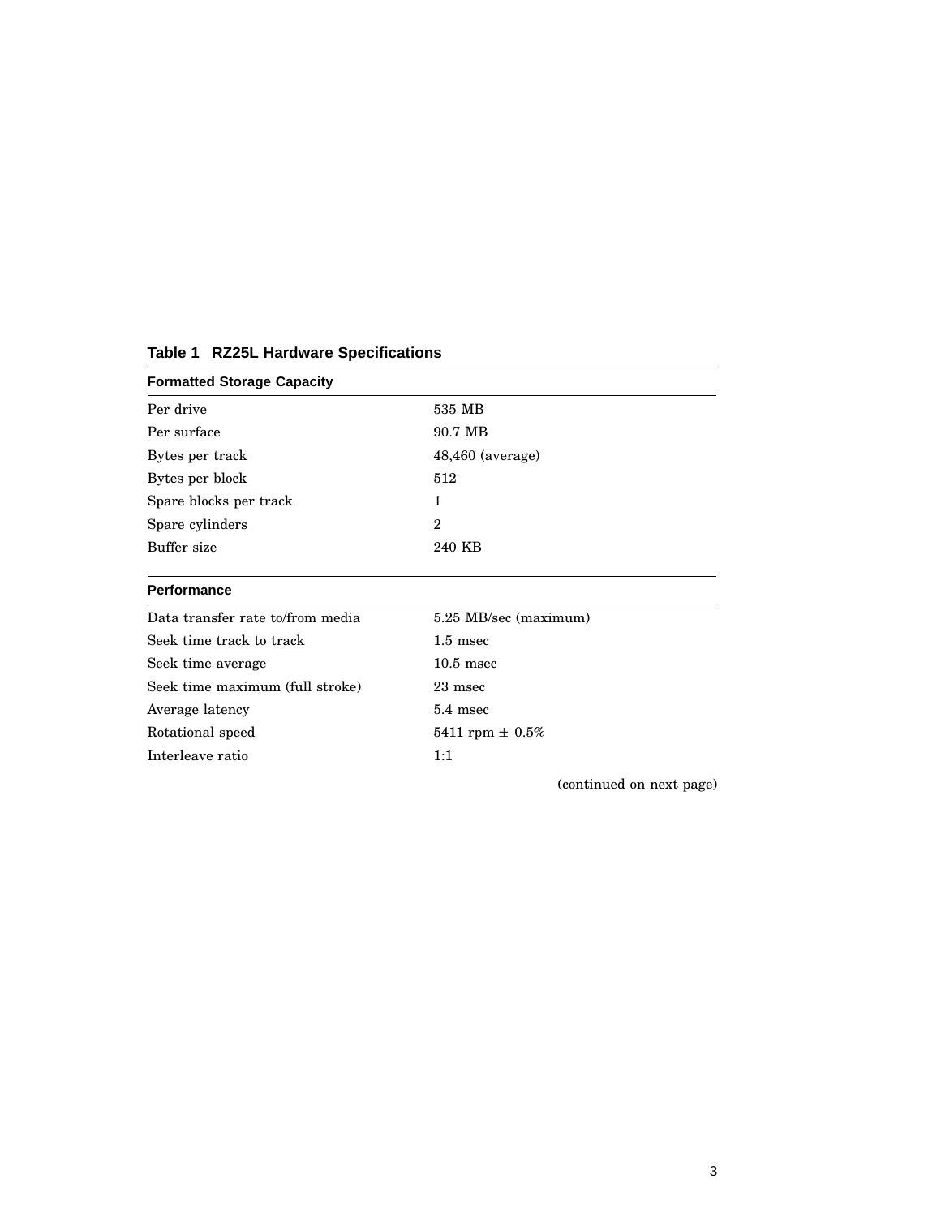**Table 1 RZ25L Hardware Specifications**

| Formatted Storage Capacity | |
|---|---|
| Per drive | 535 MB |
| Per surface | 90.7 MB |
| Bytes per track | 48,460 (average) |
| Bytes per block | 512 |
| Spare blocks per track | 1 |
| Spare cylinders | 2 |
| Buffer size | 240 KB |
| **Performance** | |
| Data transfer rate to/from media | 5.25 MB/sec (maximum) |
| Seek time track to track | 1.5 msec |
| Seek time average | 10.5 msec |
| Seek time maximum (full stroke) | 23 msec |
| Average latency | 5.4 msec |
| Rotational speed | 5411 rpm ± 0.5% |
| Interleave ratio | 1:1 |

(continued on next page)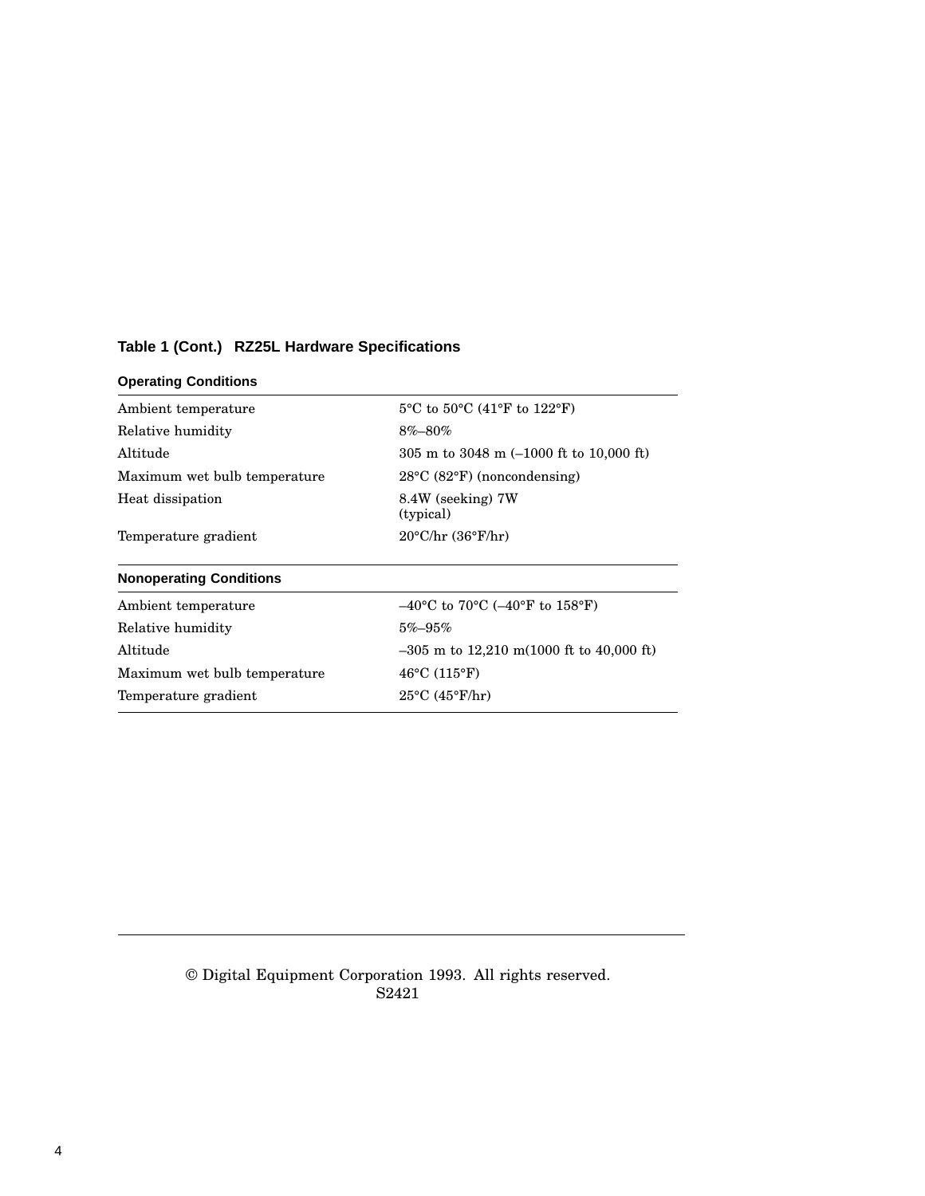**Table 1 (Cont.) RZ25L Hardware Specifications**

| Operating Conditions | |
|---|---|
| Ambient temperature | 5°C to 50°C (41°F to 122°F) |
| Relative humidity | 8%–80% |
| Altitude | 305 m to 3048 m (–1000 ft to 10,000 ft) |
| Maximum wet bulb temperature | 28°C (82°F) (noncondensing) |
| Heat dissipation | 8.4W (seeking) 7W (typical) |
| Temperature gradient | 20°C/hr (36°F/hr) |
| **Nonoperating Conditions** | |
| Ambient temperature | –40°C to 70°C (–40°F to 158°F) |
| Relative humidity | 5%–95% |
| Altitude | –305 m to 12,210 m(1000 ft to 40,000 ft) |
| Maximum wet bulb temperature | 46°C (115°F) |
| Temperature gradient | 25°C (45°F/hr) |

© Digital Equipment Corporation 1993. All rights reserved.
S2421